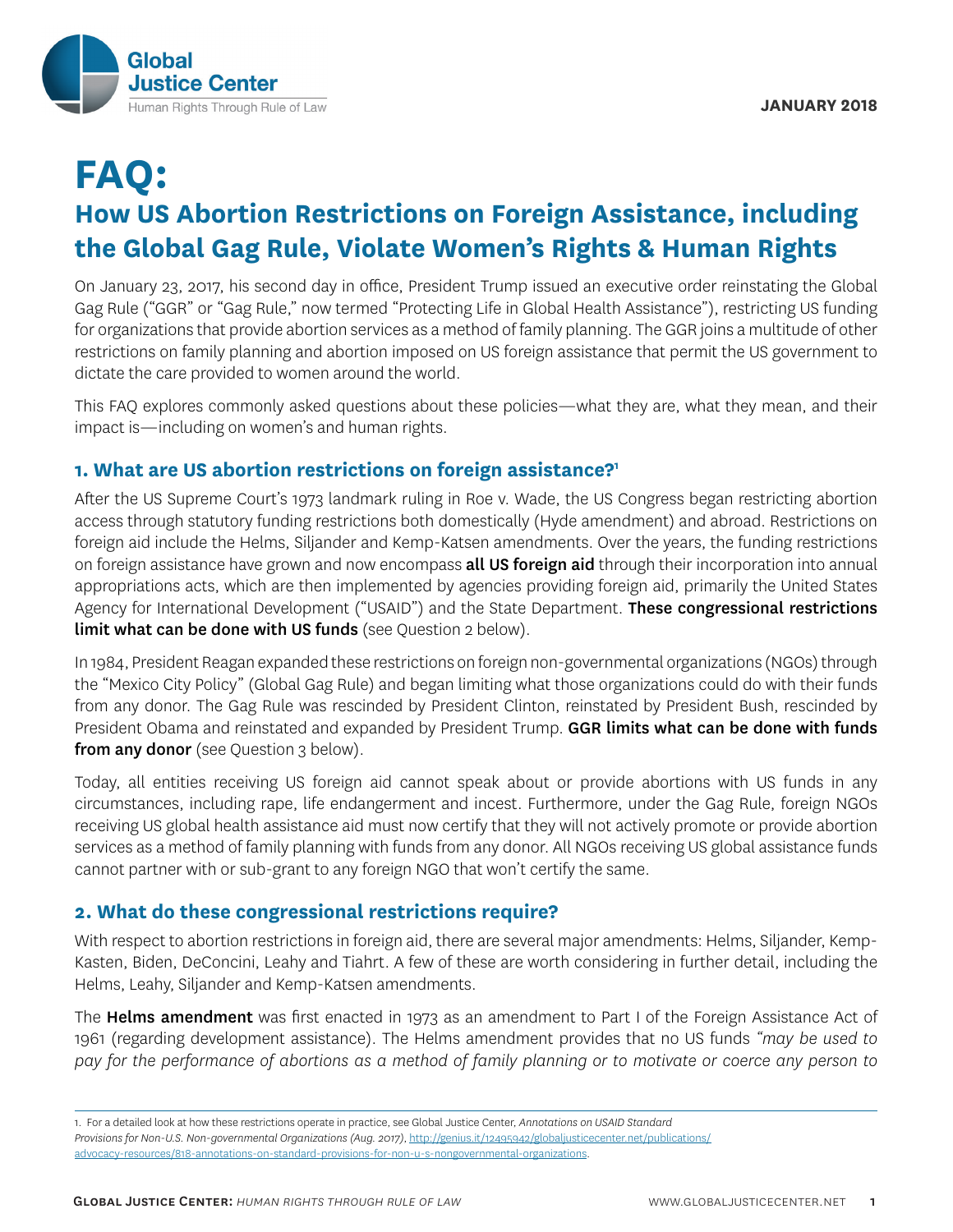JANUARY 2018

# FAQ:

## How US Abortion Restrictions on Foreign Assistance, including the Global Gag Rule, Violate Women's Rights & Human Rights

On January 23, 2017, his second day in office, President Trump issued an executive order reinstating the Global Gag Rule ("GGR" or "Gag Rule," now termed "Protecting Life in Global Health Assistance"), restricting US funding for organizations that provide abortion services as a method of family planning. The GGR joins a multitude of other restrictions on family planning and abortion imposed on US foreign assistance that permit the US government to dictate the care provided to women around the world.

This FAQ explores commonly asked questions about these policies—what they are, what they mean, and their impact is—including on women's and human rights.

### 1. What are US abortion restrictions on foreign assistance?[1]

After the US Supreme Court's 1973 landmark ruling in Roe v. Wade, the US Congress began restricting abortion access through statutory funding restrictions both domestically (Hyde amendment) and abroad. Restrictions on foreign aid include the Helms, Siljander and Kemp-Katsen amendments. Over the years, the funding restrictions on foreign assistance have grown and now encompass **all US foreign aid** through their incorporation into annual appropriations acts, which are then implemented by agencies providing foreign aid, primarily the United States Agency for International Development ("USAID") and the State Department. **These congressional restrictions limit what can be done with US funds** (see Question 2 below).

In 1984, President Reagan expanded these restrictions on foreign non-governmental organizations (NGOs) through the "Mexico City Policy" (Global Gag Rule) and began limiting what those organizations could do with their funds from any donor. The Gag Rule was rescinded by President Clinton, reinstated by President Bush, rescinded by President Obama and reinstated and expanded by President Trump. **GGR limits what can be done with funds from any donor** (see Question 3 below).

Today, all entities receiving US foreign aid cannot speak about or provide abortions with US funds in any circumstances, including rape, life endangerment and incest. Furthermore, under the Gag Rule, foreign NGOs receiving US global health assistance aid must now certify that they will not actively promote or provide abortion services as a method of family planning with funds from any donor. All NGOs receiving US global assistance funds cannot partner with or sub-grant to any foreign NGO that won't certify the same.

### 2. What do these congressional restrictions require?

With respect to abortion restrictions in foreign aid, there are several major amendments: Helms, Siljander, Kemp-Kasten, Biden, DeConcini, Leahy and Tiahrt. A few of these are worth considering in further detail, including the Helms, Leahy, Siljander and Kemp-Katsen amendments.

The **Helms amendment** was first enacted in 1973 as an amendment to Part I of the Foreign Assistance Act of 1961 (regarding development assistance). The Helms amendment provides that no US funds *"may be used to pay for the performance of abortions as a method of family planning or to motivate or coerce any person to*

---

1. For a detailed look at how these restrictions operate in practice, see Global Justice Center, *Annotations on USAID Standard Provisions for Non-U.S. Non-governmental Organizations (Aug. 2017)*, http://genius.it/12495942/globaljusticecenter.net/publications/advocacy-resources/818-annotations-on-standard-provisions-for-non-u-s-nongovernmental-organizations.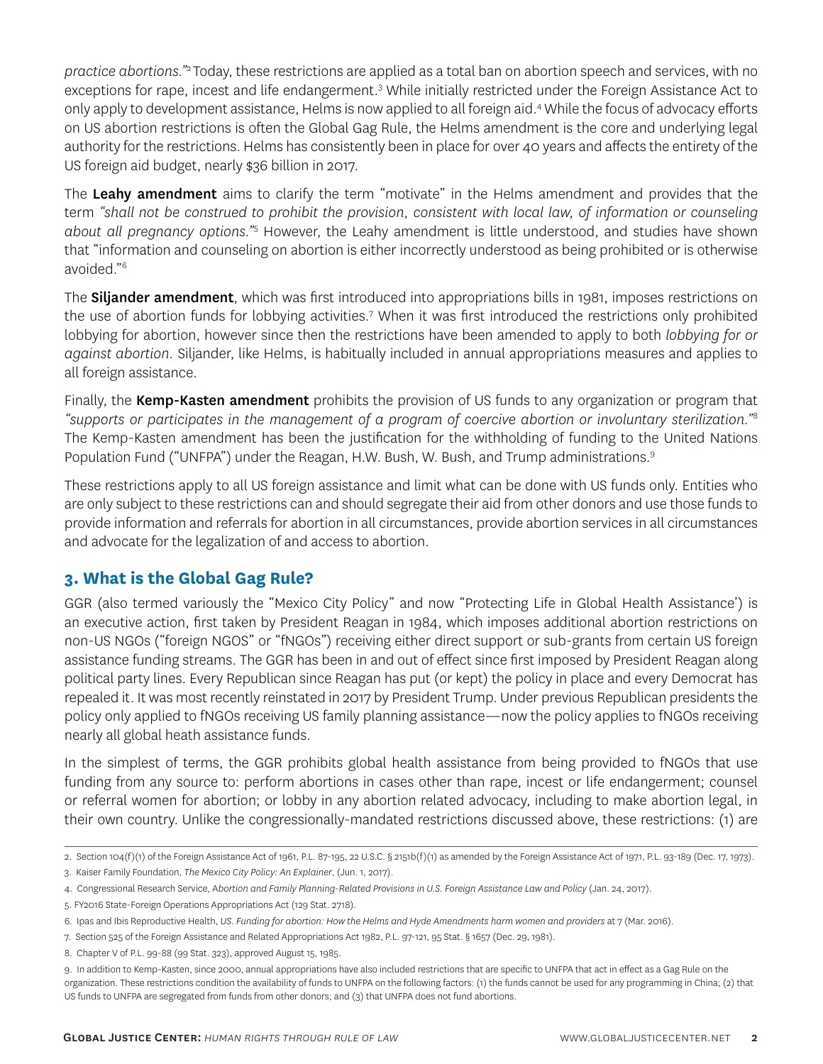*practice abortions."*[2] Today, these restrictions are applied as a total ban on abortion speech and services, with no exceptions for rape, incest and life endangerment.[3] While initially restricted under the Foreign Assistance Act to only apply to development assistance, Helms is now applied to all foreign aid.[4] While the focus of advocacy efforts on US abortion restrictions is often the Global Gag Rule, the Helms amendment is the core and underlying legal authority for the restrictions. Helms has consistently been in place for over 40 years and affects the entirety of the US foreign aid budget, nearly $36 billion in 2017.

The **Leahy amendment** aims to clarify the term "motivate" in the Helms amendment and provides that the term *"shall not be construed to prohibit the provision, consistent with local law, of information or counseling about all pregnancy options."*[5] However, the Leahy amendment is little understood, and studies have shown that "information and counseling on abortion is either incorrectly understood as being prohibited or is otherwise avoided."[6]

The **Siljander amendment**, which was first introduced into appropriations bills in 1981, imposes restrictions on the use of abortion funds for lobbying activities.[7] When it was first introduced the restrictions only prohibited lobbying for abortion, however since then the restrictions have been amended to apply to both *lobbying for or against abortion*. Siljander, like Helms, is habitually included in annual appropriations measures and applies to all foreign assistance.

Finally, the **Kemp-Kasten amendment** prohibits the provision of US funds to any organization or program that *"supports or participates in the management of a program of coercive abortion or involuntary sterilization."*[8] The Kemp-Kasten amendment has been the justification for the withholding of funding to the United Nations Population Fund ("UNFPA") under the Reagan, H.W. Bush, W. Bush, and Trump administrations.[9]

These restrictions apply to all US foreign assistance and limit what can be done with US funds only. Entities who are only subject to these restrictions can and should segregate their aid from other donors and use those funds to provide information and referrals for abortion in all circumstances, provide abortion services in all circumstances and advocate for the legalization of and access to abortion.

## 3. What is the Global Gag Rule?

GGR (also termed variously the "Mexico City Policy" and now "Protecting Life in Global Health Assistance') is an executive action, first taken by President Reagan in 1984, which imposes additional abortion restrictions on non-US NGOs ("foreign NGOS" or "fNGOs") receiving either direct support or sub-grants from certain US foreign assistance funding streams. The GGR has been in and out of effect since first imposed by President Reagan along political party lines. Every Republican since Reagan has put (or kept) the policy in place and every Democrat has repealed it. It was most recently reinstated in 2017 by President Trump. Under previous Republican presidents the policy only applied to fNGOs receiving US family planning assistance—now the policy applies to fNGOs receiving nearly all global heath assistance funds.

In the simplest of terms, the GGR prohibits global health assistance from being provided to fNGOs that use funding from any source to: perform abortions in cases other than rape, incest or life endangerment; counsel or referral women for abortion; or lobby in any abortion related advocacy, including to make abortion legal, in their own country. Unlike the congressionally-mandated restrictions discussed above, these restrictions: (1) are

---

2. Section 104(f)(1) of the Foreign Assistance Act of 1961, P.L. 87-195, 22 U.S.C. § 2151b(f)(1) as amended by the Foreign Assistance Act of 1971, P.L. 93-189 (Dec. 17, 1973).

3. Kaiser Family Foundation, *The Mexico City Policy: An Explainer*, (Jun. 1, 2017).

4. Congressional Research Service, *Abortion and Family Planning-Related Provisions in U.S. Foreign Assistance Law and Policy* (Jan. 24, 2017).

5. FY2016 State-Foreign Operations Appropriations Act (129 Stat. 2718).

6. Ipas and Ibis Reproductive Health, *US. Funding for abortion: How the Helms and Hyde Amendments harm women and providers* at 7 (Mar. 2016).

7. Section 525 of the Foreign Assistance and Related Appropriations Act 1982, P.L. 97-121, 95 Stat. § 1657 (Dec. 29, 1981).

8. Chapter V of P.L. 99-88 (99 Stat. 323), approved August 15, 1985.

9. In addition to Kemp-Kasten, since 2000, annual appropriations have also included restrictions that are specific to UNFPA that act in effect as a Gag Rule on the organization. These restrictions condition the availability of funds to UNFPA on the following factors: (1) the funds cannot be used for any programming in China; (2) that US funds to UNFPA are segregated from funds from other donors; and (3) that UNFPA does not fund abortions.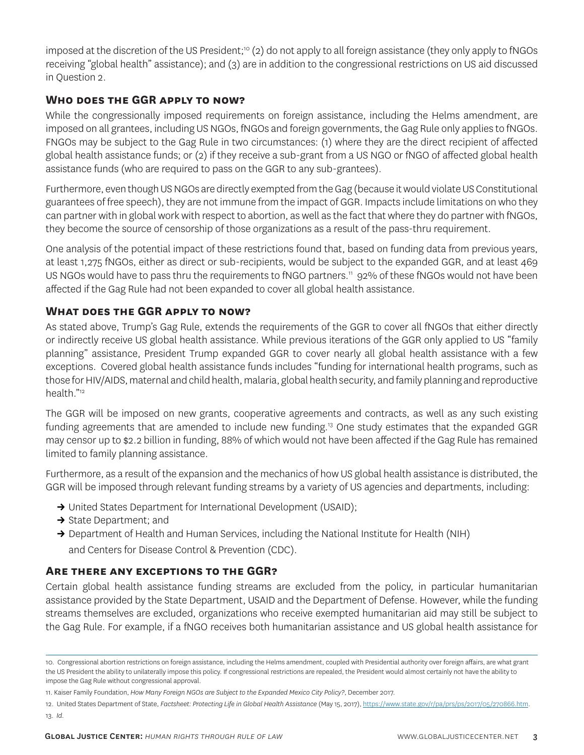imposed at the discretion of the US President;[10] (2) do not apply to all foreign assistance (they only apply to fNGOs receiving "global health" assistance); and (3) are in addition to the congressional restrictions on US aid discussed in Question 2.

## Who does the GGR apply to now?

While the congressionally imposed requirements on foreign assistance, including the Helms amendment, are imposed on all grantees, including US NGOs, fNGOs and foreign governments, the Gag Rule only applies to fNGOs. FNGOs may be subject to the Gag Rule in two circumstances: (1) where they are the direct recipient of affected global health assistance funds; or (2) if they receive a sub-grant from a US NGO or fNGO of affected global health assistance funds (who are required to pass on the GGR to any sub-grantees).

Furthermore, even though US NGOs are directly exempted from the Gag (because it would violate US Constitutional guarantees of free speech), they are not immune from the impact of GGR. Impacts include limitations on who they can partner with in global work with respect to abortion, as well as the fact that where they do partner with fNGOs, they become the source of censorship of those organizations as a result of the pass-thru requirement.

One analysis of the potential impact of these restrictions found that, based on funding data from previous years, at least 1,275 fNGOs, either as direct or sub-recipients, would be subject to the expanded GGR, and at least 469 US NGOs would have to pass thru the requirements to fNGO partners.[11] 92% of these fNGOs would not have been affected if the Gag Rule had not been expanded to cover all global health assistance.

## What does the GGR apply to now?

As stated above, Trump's Gag Rule, extends the requirements of the GGR to cover all fNGOs that either directly or indirectly receive US global health assistance. While previous iterations of the GGR only applied to US "family planning" assistance, President Trump expanded GGR to cover nearly all global health assistance with a few exceptions. Covered global health assistance funds includes "funding for international health programs, such as those for HIV/AIDS, maternal and child health, malaria, global health security, and family planning and reproductive health."[12]

The GGR will be imposed on new grants, cooperative agreements and contracts, as well as any such existing funding agreements that are amended to include new funding.[13] One study estimates that the expanded GGR may censor up to $2.2 billion in funding, 88% of which would not have been affected if the Gag Rule has remained limited to family planning assistance.

Furthermore, as a result of the expansion and the mechanics of how US global health assistance is distributed, the GGR will be imposed through relevant funding streams by a variety of US agencies and departments, including:

- United States Department for International Development (USAID);
- State Department; and
- Department of Health and Human Services, including the National Institute for Health (NIH) and Centers for Disease Control & Prevention (CDC).

## Are there any exceptions to the GGR?

Certain global health assistance funding streams are excluded from the policy, in particular humanitarian assistance provided by the State Department, USAID and the Department of Defense. However, while the funding streams themselves are excluded, organizations who receive exempted humanitarian aid may still be subject to the Gag Rule. For example, if a fNGO receives both humanitarian assistance and US global health assistance for

---

10. Congressional abortion restrictions on foreign assistance, including the Helms amendment, coupled with Presidential authority over foreign affairs, are what grant the US President the ability to unilaterally impose this policy. If congressional restrictions are repealed, the President would almost certainly not have the ability to impose the Gag Rule without congressional approval.

11. Kaiser Family Foundation, *How Many Foreign NGOs are Subject to the Expanded Mexico City Policy?*, December 2017.

12. United States Department of State, *Factsheet: Protecting Life in Global Health Assistance* (May 15, 2017), https://www.state.gov/r/pa/prs/ps/2017/05/270866.htm.

13. *Id.*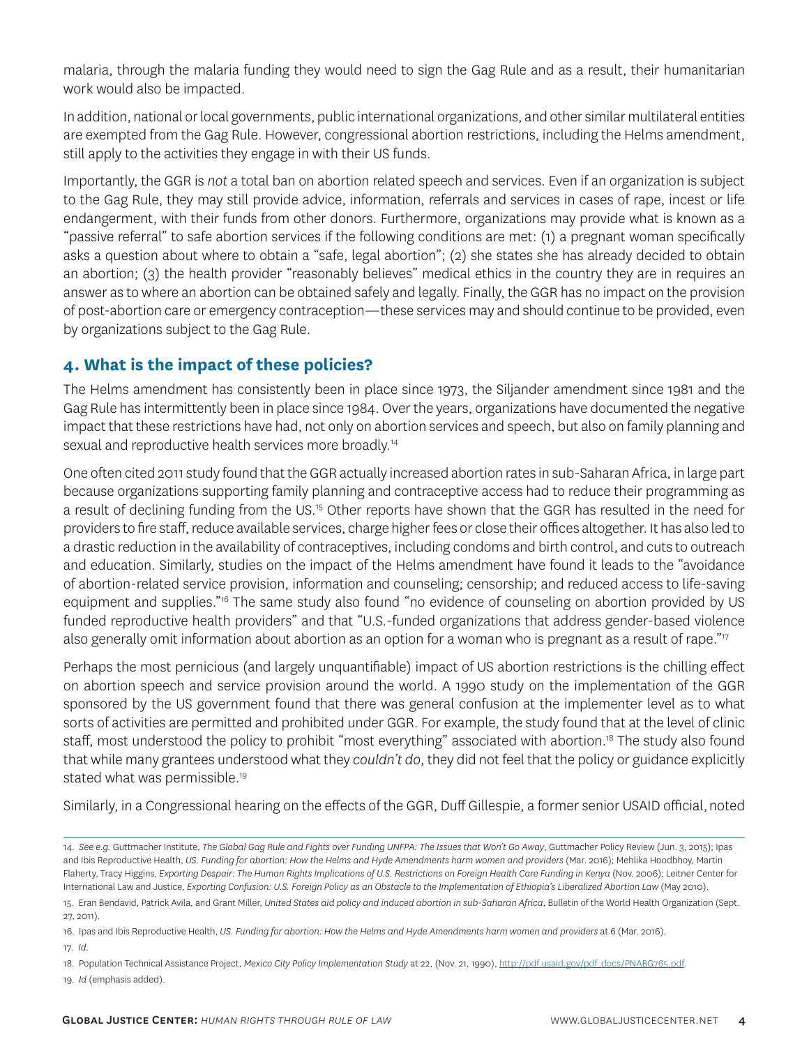malaria, through the malaria funding they would need to sign the Gag Rule and as a result, their humanitarian work would also be impacted.

In addition, national or local governments, public international organizations, and other similar multilateral entities are exempted from the Gag Rule. However, congressional abortion restrictions, including the Helms amendment, still apply to the activities they engage in with their US funds.

Importantly, the GGR is *not* a total ban on abortion related speech and services. Even if an organization is subject to the Gag Rule, they may still provide advice, information, referrals and services in cases of rape, incest or life endangerment, with their funds from other donors. Furthermore, organizations may provide what is known as a "passive referral" to safe abortion services if the following conditions are met: (1) a pregnant woman specifically asks a question about where to obtain a "safe, legal abortion"; (2) she states she has already decided to obtain an abortion; (3) the health provider "reasonably believes" medical ethics in the country they are in requires an answer as to where an abortion can be obtained safely and legally. Finally, the GGR has no impact on the provision of post-abortion care or emergency contraception—these services may and should continue to be provided, even by organizations subject to the Gag Rule.

## 4. What is the impact of these policies?

The Helms amendment has consistently been in place since 1973, the Siljander amendment since 1981 and the Gag Rule has intermittently been in place since 1984. Over the years, organizations have documented the negative impact that these restrictions have had, not only on abortion services and speech, but also on family planning and sexual and reproductive health services more broadly.[14]

One often cited 2011 study found that the GGR actually increased abortion rates in sub-Saharan Africa, in large part because organizations supporting family planning and contraceptive access had to reduce their programming as a result of declining funding from the US.[15] Other reports have shown that the GGR has resulted in the need for providers to fire staff, reduce available services, charge higher fees or close their offices altogether. It has also led to a drastic reduction in the availability of contraceptives, including condoms and birth control, and cuts to outreach and education. Similarly, studies on the impact of the Helms amendment have found it leads to the "avoidance of abortion-related service provision, information and counseling; censorship; and reduced access to life-saving equipment and supplies."[16] The same study also found "no evidence of counseling on abortion provided by US funded reproductive health providers" and that "U.S.-funded organizations that address gender-based violence also generally omit information about abortion as an option for a woman who is pregnant as a result of rape."[17]

Perhaps the most pernicious (and largely unquantifiable) impact of US abortion restrictions is the chilling effect on abortion speech and service provision around the world. A 1990 study on the implementation of the GGR sponsored by the US government found that there was general confusion at the implementer level as to what sorts of activities are permitted and prohibited under GGR. For example, the study found that at the level of clinic staff, most understood the policy to prohibit "most everything" associated with abortion.[18] The study also found that while many grantees understood what they *couldn't do*, they did not feel that the policy or guidance explicitly stated what was permissible.[19]

Similarly, in a Congressional hearing on the effects of the GGR, Duff Gillespie, a former senior USAID official, noted

---

14. *See e.g.* Guttmacher Institute, *The Global Gag Rule and Fights over Funding UNFPA: The Issues that Won't Go Away*, Guttmacher Policy Review (Jun. 3, 2015); Ipas and Ibis Reproductive Health, *US. Funding for abortion: How the Helms and Hyde Amendments harm women and providers* (Mar. 2016); Mehlika Hoodbhoy, Martin Flaherty, Tracy Higgins, *Exporting Despair: The Human Rights Implications of U.S. Restrictions on Foreign Health Care Funding in Kenya* (Nov. 2006); Leitner Center for International Law and Justice, *Exporting Confusion: U.S. Foreign Policy as an Obstacle to the Implementation of Ethiopia's Liberalized Abortion Law* (May 2010).

15. Eran Bendavid, Patrick Avila, and Grant Miller, *United States aid policy and induced abortion in sub-Saharan Africa*, Bulletin of the World Health Organization (Sept. 27, 2011).

16. Ipas and Ibis Reproductive Health, *US. Funding for abortion: How the Helms and Hyde Amendments harm women and providers* at 6 (Mar. 2016).

17. *Id*.

18. Population Technical Assistance Project, *Mexico City Policy Implementation Study* at 22, (Nov. 21, 1990), http://pdf.usaid.gov/pdf_docs/PNABG765.pdf.

19. *Id* (emphasis added).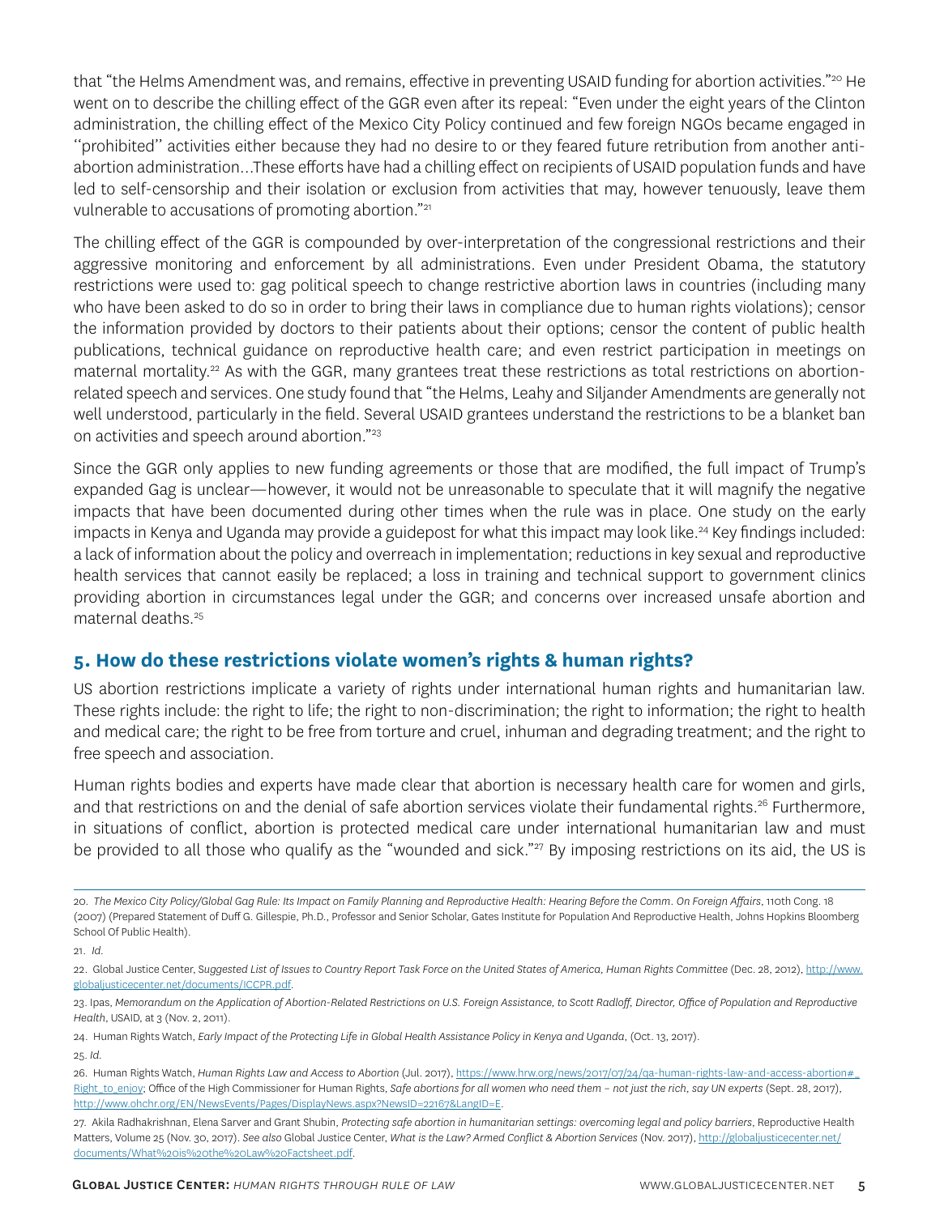that "the Helms Amendment was, and remains, effective in preventing USAID funding for abortion activities."[20] He went on to describe the chilling effect of the GGR even after its repeal: "Even under the eight years of the Clinton administration, the chilling effect of the Mexico City Policy continued and few foreign NGOs became engaged in ''prohibited'' activities either because they had no desire to or they feared future retribution from another anti-abortion administration…These efforts have had a chilling effect on recipients of USAID population funds and have led to self-censorship and their isolation or exclusion from activities that may, however tenuously, leave them vulnerable to accusations of promoting abortion."[21]

The chilling effect of the GGR is compounded by over-interpretation of the congressional restrictions and their aggressive monitoring and enforcement by all administrations. Even under President Obama, the statutory restrictions were used to: gag political speech to change restrictive abortion laws in countries (including many who have been asked to do so in order to bring their laws in compliance due to human rights violations); censor the information provided by doctors to their patients about their options; censor the content of public health publications, technical guidance on reproductive health care; and even restrict participation in meetings on maternal mortality.[22] As with the GGR, many grantees treat these restrictions as total restrictions on abortion-related speech and services. One study found that "the Helms, Leahy and Siljander Amendments are generally not well understood, particularly in the field. Several USAID grantees understand the restrictions to be a blanket ban on activities and speech around abortion."[23]

Since the GGR only applies to new funding agreements or those that are modified, the full impact of Trump's expanded Gag is unclear—however, it would not be unreasonable to speculate that it will magnify the negative impacts that have been documented during other times when the rule was in place. One study on the early impacts in Kenya and Uganda may provide a guidepost for what this impact may look like.[24] Key findings included: a lack of information about the policy and overreach in implementation; reductions in key sexual and reproductive health services that cannot easily be replaced; a loss in training and technical support to government clinics providing abortion in circumstances legal under the GGR; and concerns over increased unsafe abortion and maternal deaths.[25]

## 5. How do these restrictions violate women's rights & human rights?

US abortion restrictions implicate a variety of rights under international human rights and humanitarian law. These rights include: the right to life; the right to non-discrimination; the right to information; the right to health and medical care; the right to be free from torture and cruel, inhuman and degrading treatment; and the right to free speech and association.

Human rights bodies and experts have made clear that abortion is necessary health care for women and girls, and that restrictions on and the denial of safe abortion services violate their fundamental rights.[26] Furthermore, in situations of conflict, abortion is protected medical care under international humanitarian law and must be provided to all those who qualify as the "wounded and sick."[27] By imposing restrictions on its aid, the US is

---

20. *The Mexico City Policy/Global Gag Rule: Its Impact on Family Planning and Reproductive Health: Hearing Before the Comm. On Foreign Affairs*, 110th Cong. 18 (2007) (Prepared Statement of Duff G. Gillespie, Ph.D., Professor and Senior Scholar, Gates Institute for Population And Reproductive Health, Johns Hopkins Bloomberg School Of Public Health).

21. *Id.*

22. Global Justice Center, *Suggested List of Issues to Country Report Task Force on the United States of America, Human Rights Committee* (Dec. 28, 2012), http://www.globaljusticecenter.net/documents/ICCPR.pdf.

23. Ipas, *Memorandum on the Application of Abortion-Related Restrictions on U.S. Foreign Assistance, to Scott Radloff, Director, Office of Population and Reproductive Health*, USAID, at 3 (Nov. 2, 2011).

24. Human Rights Watch, *Early Impact of the Protecting Life in Global Health Assistance Policy in Kenya and Uganda*, (Oct. 13, 2017).

25. *Id.*

26. Human Rights Watch, *Human Rights Law and Access to Abortion* (Jul. 2017), https://www.hrw.org/news/2017/07/24/qa-human-rights-law-and-access-abortion#_Right_to_enjoy; Office of the High Commissioner for Human Rights, *Safe abortions for all women who need them – not just the rich, say UN experts* (Sept. 28, 2017), http://www.ohchr.org/EN/NewsEvents/Pages/DisplayNews.aspx?NewsID=22167&LangID=E.

27. Akila Radhakrishnan, Elena Sarver and Grant Shubin, *Protecting safe abortion in humanitarian settings: overcoming legal and policy barriers*, Reproductive Health Matters, Volume 25 (Nov. 30, 2017). *See also* Global Justice Center, *What is the Law? Armed Conflict & Abortion Services* (Nov. 2017), http://globaljusticecenter.net/documents/What%20is%20the%20Law%20Factsheet.pdf.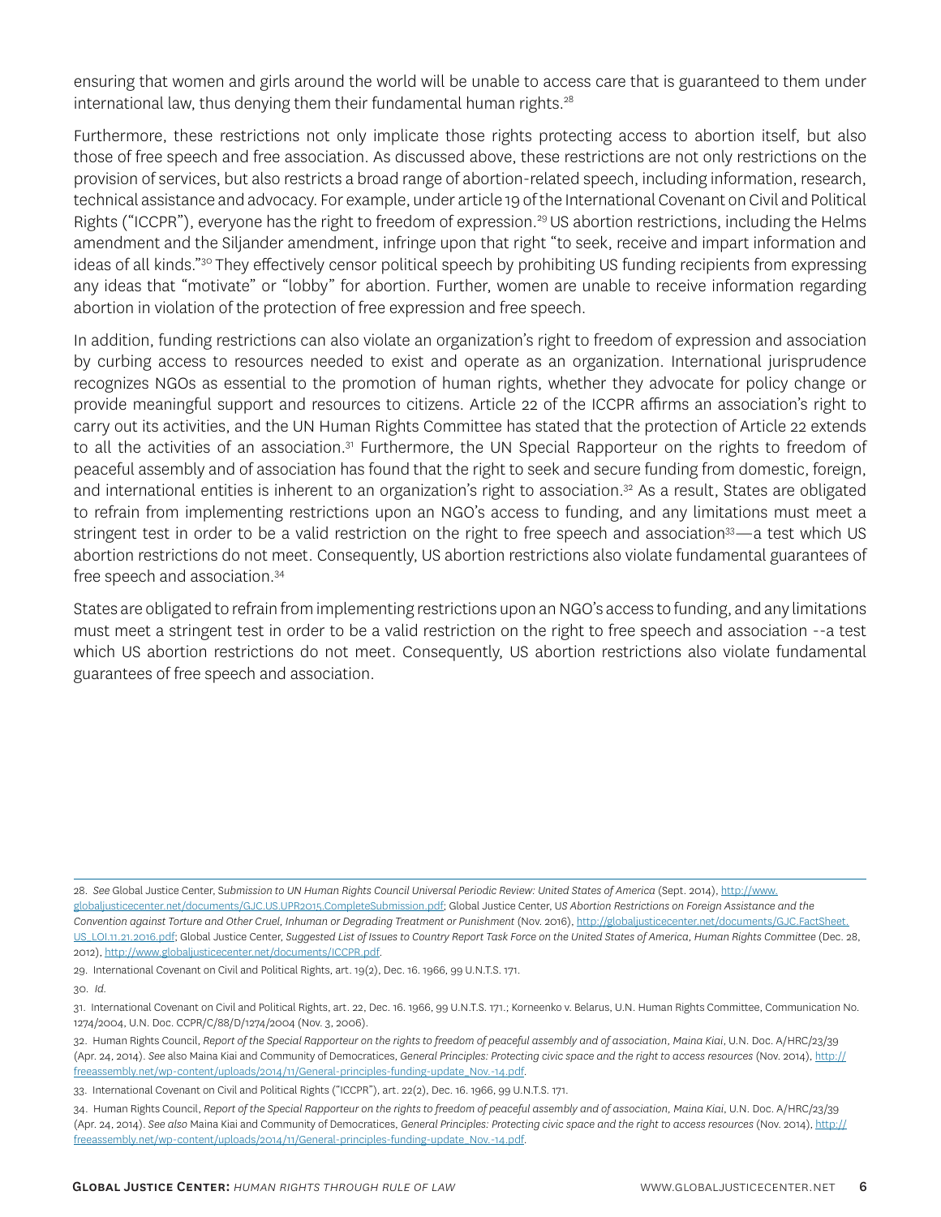ensuring that women and girls around the world will be unable to access care that is guaranteed to them under international law, thus denying them their fundamental human rights.[28]

Furthermore, these restrictions not only implicate those rights protecting access to abortion itself, but also those of free speech and free association. As discussed above, these restrictions are not only restrictions on the provision of services, but also restricts a broad range of abortion-related speech, including information, research, technical assistance and advocacy. For example, under article 19 of the International Covenant on Civil and Political Rights ("ICCPR"), everyone has the right to freedom of expression.[29] US abortion restrictions, including the Helms amendment and the Siljander amendment, infringe upon that right "to seek, receive and impart information and ideas of all kinds."[30] They effectively censor political speech by prohibiting US funding recipients from expressing any ideas that "motivate" or "lobby" for abortion. Further, women are unable to receive information regarding abortion in violation of the protection of free expression and free speech.

In addition, funding restrictions can also violate an organization's right to freedom of expression and association by curbing access to resources needed to exist and operate as an organization. International jurisprudence recognizes NGOs as essential to the promotion of human rights, whether they advocate for policy change or provide meaningful support and resources to citizens. Article 22 of the ICCPR affirms an association's right to carry out its activities, and the UN Human Rights Committee has stated that the protection of Article 22 extends to all the activities of an association.[31] Furthermore, the UN Special Rapporteur on the rights to freedom of peaceful assembly and of association has found that the right to seek and secure funding from domestic, foreign, and international entities is inherent to an organization's right to association.[32] As a result, States are obligated to refrain from implementing restrictions upon an NGO's access to funding, and any limitations must meet a stringent test in order to be a valid restriction on the right to free speech and association[33]—a test which US abortion restrictions do not meet. Consequently, US abortion restrictions also violate fundamental guarantees of free speech and association.[34]

States are obligated to refrain from implementing restrictions upon an NGO's access to funding, and any limitations must meet a stringent test in order to be a valid restriction on the right to free speech and association --a test which US abortion restrictions do not meet. Consequently, US abortion restrictions also violate fundamental guarantees of free speech and association.

---

28. *See* Global Justice Center, *Submission to UN Human Rights Council Universal Periodic Review: United States of America* (Sept. 2014), http://www.globaljusticecenter.net/documents/GJC.US.UPR2015.CompleteSubmission.pdf; Global Justice Center, *US Abortion Restrictions on Foreign Assistance and the Convention against Torture and Other Cruel, Inhuman or Degrading Treatment or Punishment* (Nov. 2016), http://globaljusticecenter.net/documents/GJC.FactSheet.US_LOI.11.21.2016.pdf; Global Justice Center, *Suggested List of Issues to Country Report Task Force on the United States of America, Human Rights Committee* (Dec. 28, 2012), http://www.globaljusticecenter.net/documents/ICCPR.pdf.

29. International Covenant on Civil and Political Rights, art. 19(2), Dec. 16. 1966, 99 U.N.T.S. 171.

30. *Id.*

31. International Covenant on Civil and Political Rights, art. 22, Dec. 16. 1966, 99 U.N.T.S. 171.; Korneenko v. Belarus, U.N. Human Rights Committee, Communication No. 1274/2004, U.N. Doc. CCPR/C/88/D/1274/2004 (Nov. 3, 2006).

32. Human Rights Council, *Report of the Special Rapporteur on the rights to freedom of peaceful assembly and of association, Maina Kiai*, U.N. Doc. A/HRC/23/39 (Apr. 24, 2014). *See* also Maina Kiai and Community of Democracies, *General Principles: Protecting civic space and the right to access resources* (Nov. 2014), http://freeassembly.net/wp-content/uploads/2014/11/General-principles-funding-update_Nov.-14.pdf.

33. International Covenant on Civil and Political Rights ("ICCPR"), art. 22(2), Dec. 16. 1966, 99 U.N.T.S. 171.

34. Human Rights Council, *Report of the Special Rapporteur on the rights to freedom of peaceful assembly and of association, Maina Kiai*, U.N. Doc. A/HRC/23/39 (Apr. 24, 2014). *See also* Maina Kiai and Community of Democracies, *General Principles: Protecting civic space and the right to access resources* (Nov. 2014), http://freeassembly.net/wp-content/uploads/2014/11/General-principles-funding-update_Nov.-14.pdf.